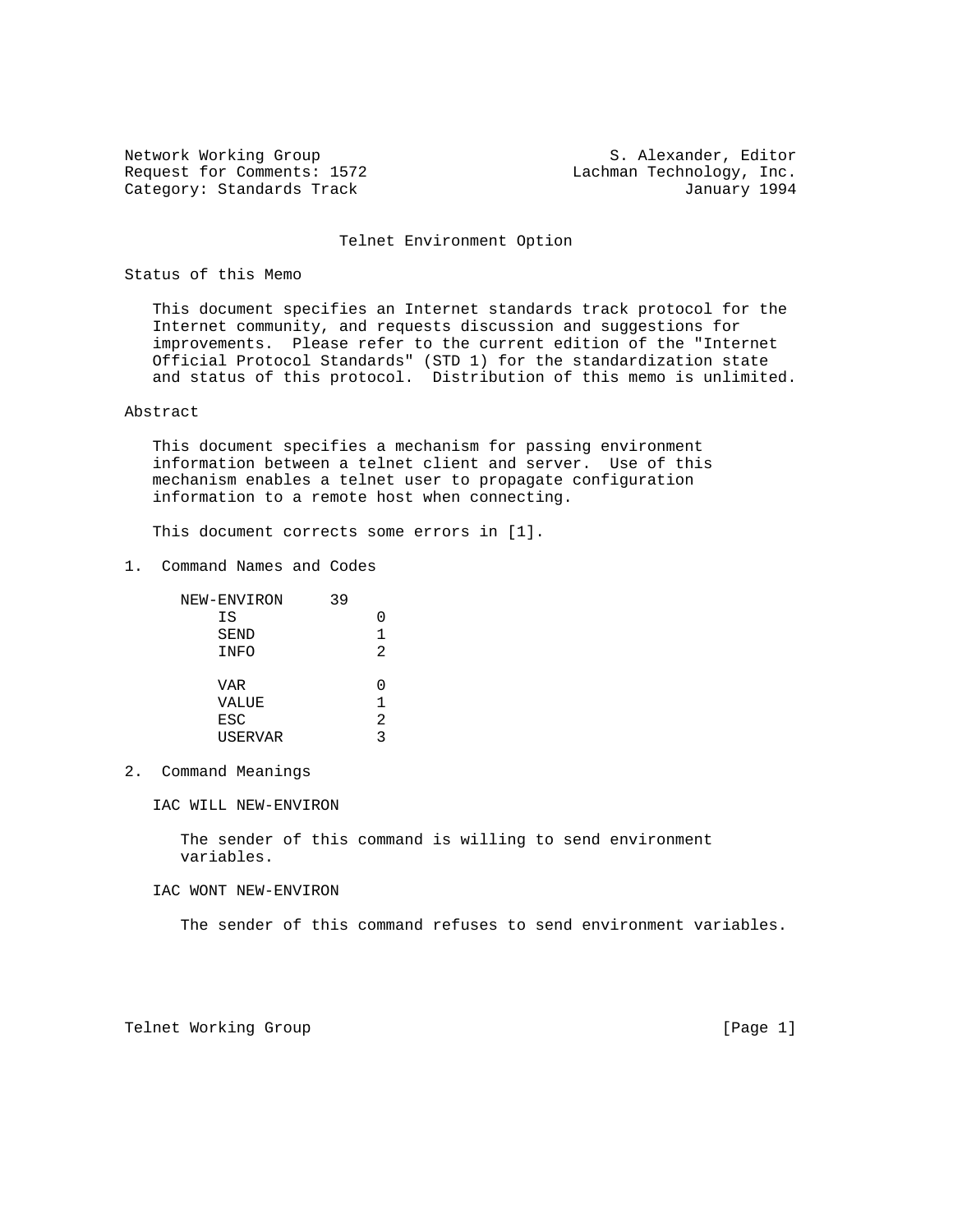Network Working Group S. Alexander, Editor
Request for Comments: 1572 Lachman Technology, Inc.
Category: Standards Track January 1994

# Telnet Environment Option

## Status of this Memo

This document specifies an Internet standards track protocol for the Internet community, and requests discussion and suggestions for improvements. Please refer to the current edition of the "Internet Official Protocol Standards" (STD 1) for the standardization state and status of this protocol. Distribution of this memo is unlimited.

## Abstract

This document specifies a mechanism for passing environment information between a telnet client and server. Use of this mechanism enables a telnet user to propagate configuration information to a remote host when connecting.

This document corrects some errors in [1].

## 1. Command Names and Codes

```
NEW-ENVIRON     39
    IS              0
    SEND            1
    INFO            2

    VAR             0
    VALUE           1
    ESC             2
    USERVAR         3
```

## 2. Command Meanings

IAC WILL NEW-ENVIRON

The sender of this command is willing to send environment variables.

IAC WONT NEW-ENVIRON

The sender of this command refuses to send environment variables.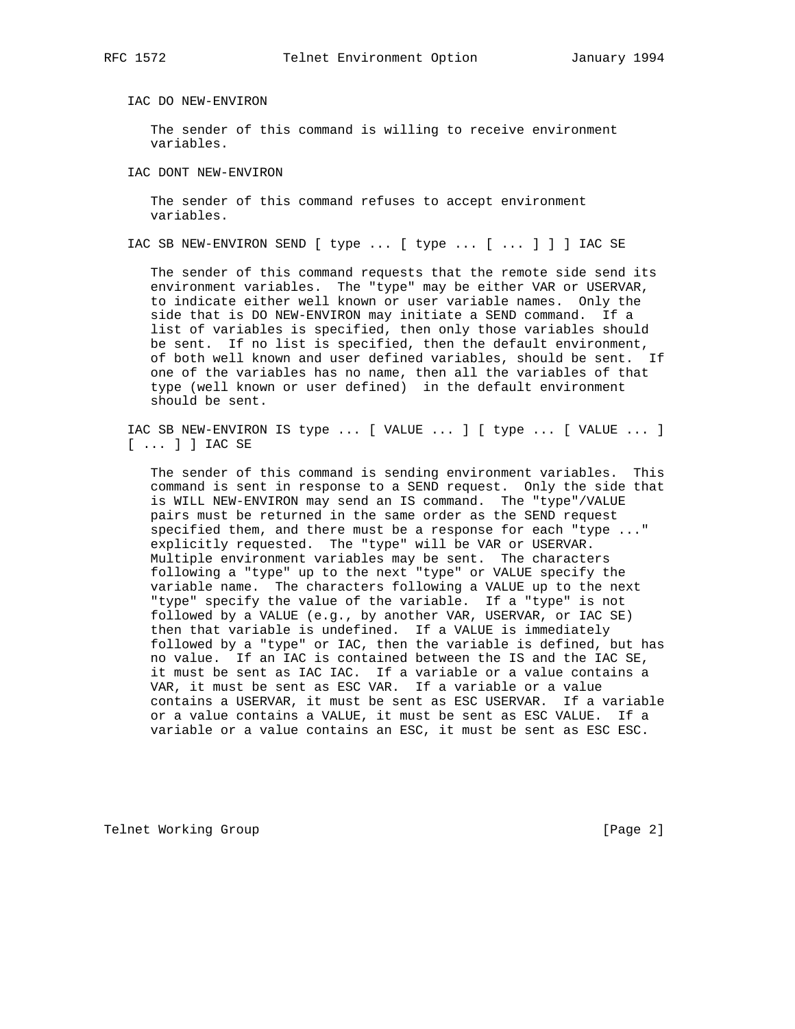IAC DO NEW-ENVIRON

The sender of this command is willing to receive environment variables.

IAC DONT NEW-ENVIRON

The sender of this command refuses to accept environment variables.

IAC SB NEW-ENVIRON SEND [ type ... [ type ... [ ... ] ] ] IAC SE

The sender of this command requests that the remote side send its environment variables. The "type" may be either VAR or USERVAR, to indicate either well known or user variable names. Only the side that is DO NEW-ENVIRON may initiate a SEND command. If a list of variables is specified, then only those variables should be sent. If no list is specified, then the default environment, of both well known and user defined variables, should be sent. If one of the variables has no name, then all the variables of that type (well known or user defined) in the default environment should be sent.

IAC SB NEW-ENVIRON IS type ... [ VALUE ... ] [ type ... [ VALUE ... ] [ ... ] ] IAC SE

The sender of this command is sending environment variables. This command is sent in response to a SEND request. Only the side that is WILL NEW-ENVIRON may send an IS command. The "type"/VALUE pairs must be returned in the same order as the SEND request specified them, and there must be a response for each "type ..." explicitly requested. The "type" will be VAR or USERVAR. Multiple environment variables may be sent. The characters following a "type" up to the next "type" or VALUE specify the variable name. The characters following a VALUE up to the next "type" specify the value of the variable. If a "type" is not followed by a VALUE (e.g., by another VAR, USERVAR, or IAC SE) then that variable is undefined. If a VALUE is immediately followed by a "type" or IAC, then the variable is defined, but has no value. If an IAC is contained between the IS and the IAC SE, it must be sent as IAC IAC. If a variable or a value contains a VAR, it must be sent as ESC VAR. If a variable or a value contains a USERVAR, it must be sent as ESC USERVAR. If a variable or a value contains a VALUE, it must be sent as ESC VALUE. If a variable or a value contains an ESC, it must be sent as ESC ESC.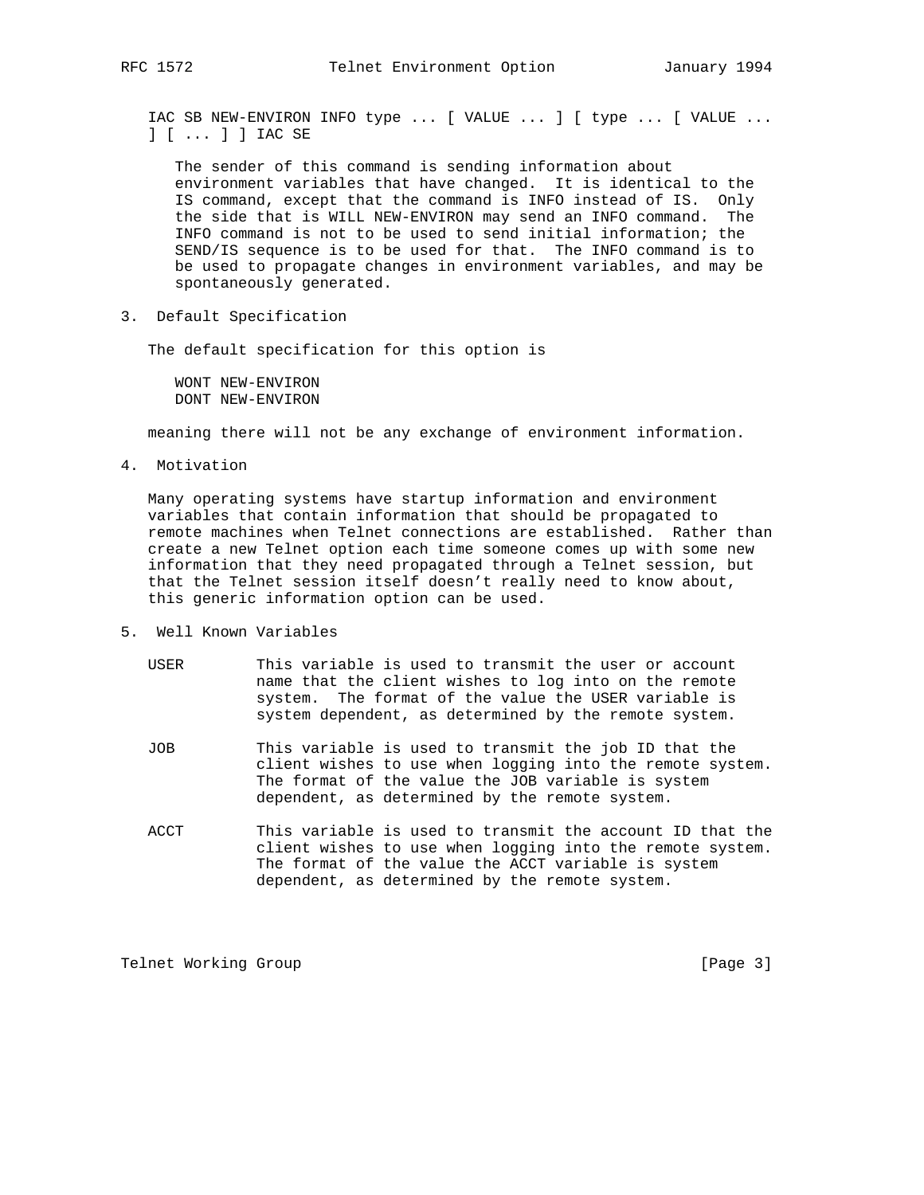IAC SB NEW-ENVIRON INFO type ... [ VALUE ... ] [ type ... [ VALUE ... ] [ ... ] ] IAC SE

The sender of this command is sending information about environment variables that have changed. It is identical to the IS command, except that the command is INFO instead of IS. Only the side that is WILL NEW-ENVIRON may send an INFO command. The INFO command is not to be used to send initial information; the SEND/IS sequence is to be used for that. The INFO command is to be used to propagate changes in environment variables, and may be spontaneously generated.

## 3. Default Specification

The default specification for this option is

```
WONT NEW-ENVIRON
DONT NEW-ENVIRON
```

meaning there will not be any exchange of environment information.

## 4. Motivation

Many operating systems have startup information and environment variables that contain information that should be propagated to remote machines when Telnet connections are established. Rather than create a new Telnet option each time someone comes up with some new information that they need propagated through a Telnet session, but that the Telnet session itself doesn’t really need to know about, this generic information option can be used.

## 5. Well Known Variables

USER
: This variable is used to transmit the user or account name that the client wishes to log into on the remote system. The format of the value the USER variable is system dependent, as determined by the remote system.

JOB
: This variable is used to transmit the job ID that the client wishes to use when logging into the remote system. The format of the value the JOB variable is system dependent, as determined by the remote system.

ACCT
: This variable is used to transmit the account ID that the client wishes to use when logging into the remote system. The format of the value the ACCT variable is system dependent, as determined by the remote system.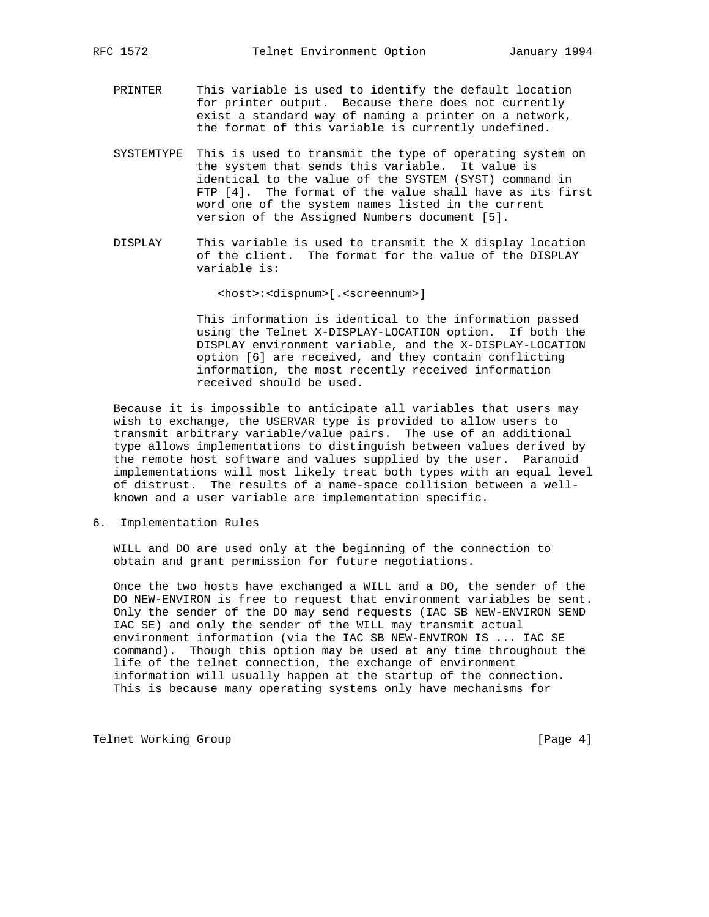PRINTER This variable is used to identify the default location for printer output. Because there does not currently exist a standard way of naming a printer on a network, the format of this variable is currently undefined.

SYSTEMTYPE This is used to transmit the type of operating system on the system that sends this variable. It value is identical to the value of the SYSTEM (SYST) command in FTP [4]. The format of the value shall have as its first word one of the system names listed in the current version of the Assigned Numbers document [5].

DISPLAY This variable is used to transmit the X display location of the client. The format for the value of the DISPLAY variable is:

```
<host>:<dispnum>[.<screennum>]
```

This information is identical to the information passed using the Telnet X-DISPLAY-LOCATION option. If both the DISPLAY environment variable, and the X-DISPLAY-LOCATION option [6] are received, and they contain conflicting information, the most recently received information received should be used.

Because it is impossible to anticipate all variables that users may wish to exchange, the USERVAR type is provided to allow users to transmit arbitrary variable/value pairs. The use of an additional type allows implementations to distinguish between values derived by the remote host software and values supplied by the user. Paranoid implementations will most likely treat both types with an equal level of distrust. The results of a name-space collision between a well-known and a user variable are implementation specific.

## 6. Implementation Rules

WILL and DO are used only at the beginning of the connection to obtain and grant permission for future negotiations.

Once the two hosts have exchanged a WILL and a DO, the sender of the DO NEW-ENVIRON is free to request that environment variables be sent. Only the sender of the DO may send requests (IAC SB NEW-ENVIRON SEND IAC SE) and only the sender of the WILL may transmit actual environment information (via the IAC SB NEW-ENVIRON IS ... IAC SE command). Though this option may be used at any time throughout the life of the telnet connection, the exchange of environment information will usually happen at the startup of the connection. This is because many operating systems only have mechanisms for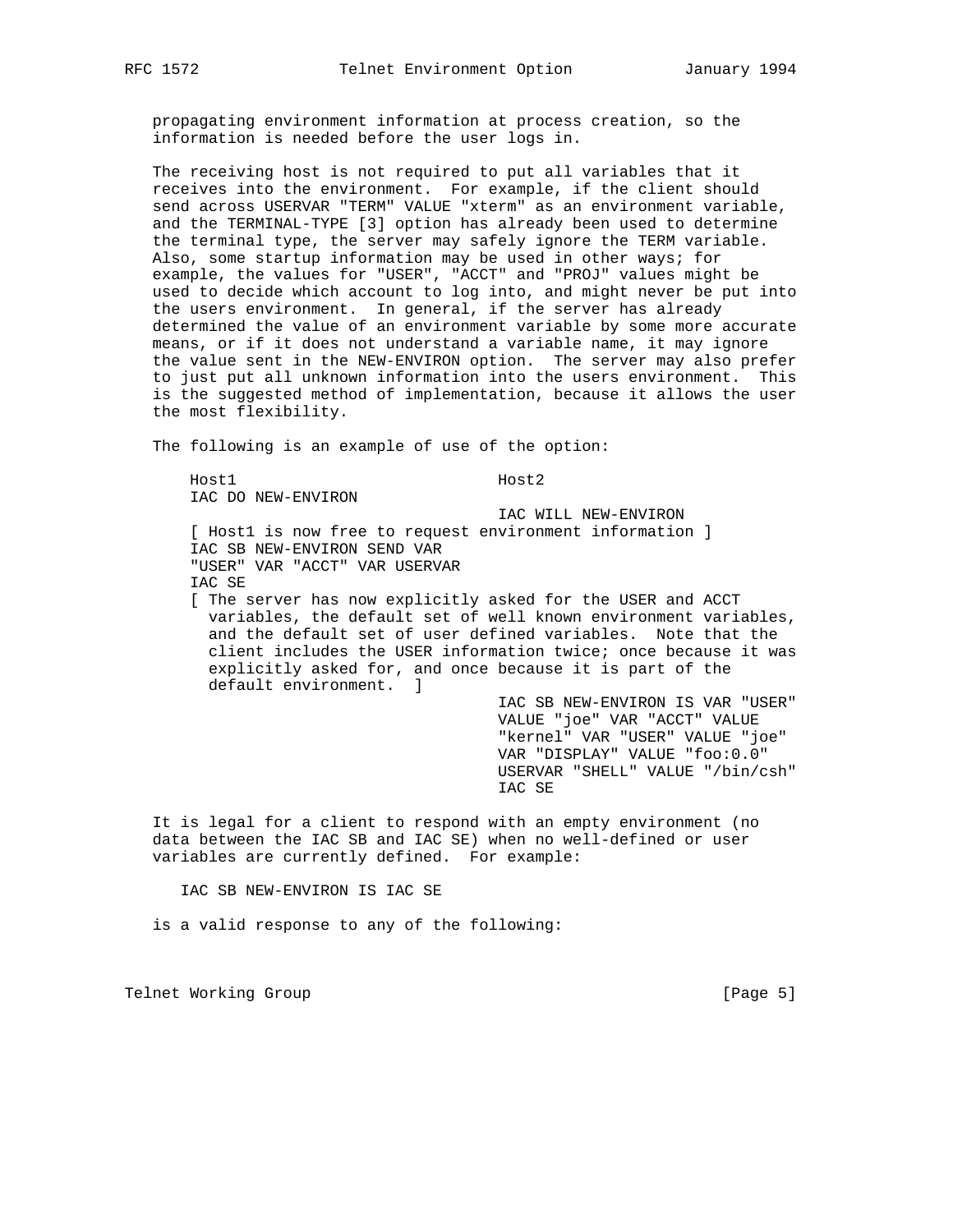propagating environment information at process creation, so the information is needed before the user logs in.

The receiving host is not required to put all variables that it receives into the environment. For example, if the client should send across USERVAR "TERM" VALUE "xterm" as an environment variable, and the TERMINAL-TYPE [3] option has already been used to determine the terminal type, the server may safely ignore the TERM variable. Also, some startup information may be used in other ways; for example, the values for "USER", "ACCT" and "PROJ" values might be used to decide which account to log into, and might never be put into the users environment. In general, if the server has already determined the value of an environment variable by some more accurate means, or if it does not understand a variable name, it may ignore the value sent in the NEW-ENVIRON option. The server may also prefer to just put all unknown information into the users environment. This is the suggested method of implementation, because it allows the user the most flexibility.

The following is an example of use of the option:

```
Host1                           Host2
IAC DO NEW-ENVIRON
                                IAC WILL NEW-ENVIRON
[ Host1 is now free to request environment information ]
IAC SB NEW-ENVIRON SEND VAR
"USER" VAR "ACCT" VAR USERVAR
IAC SE
[ The server has now explicitly asked for the USER and ACCT
  variables, the default set of well known environment variables,
  and the default set of user defined variables.  Note that the
  client includes the USER information twice; once because it was
  explicitly asked for, and once because it is part of the
  default environment.  ]
                                IAC SB NEW-ENVIRON IS VAR "USER"
                                VALUE "joe" VAR "ACCT" VALUE
                                "kernel" VAR "USER" VALUE "joe"
                                VAR "DISPLAY" VALUE "foo:0.0"
                                USERVAR "SHELL" VALUE "/bin/csh"
                                IAC SE
```

It is legal for a client to respond with an empty environment (no data between the IAC SB and IAC SE) when no well-defined or user variables are currently defined. For example:

```
IAC SB NEW-ENVIRON IS IAC SE
```

is a valid response to any of the following: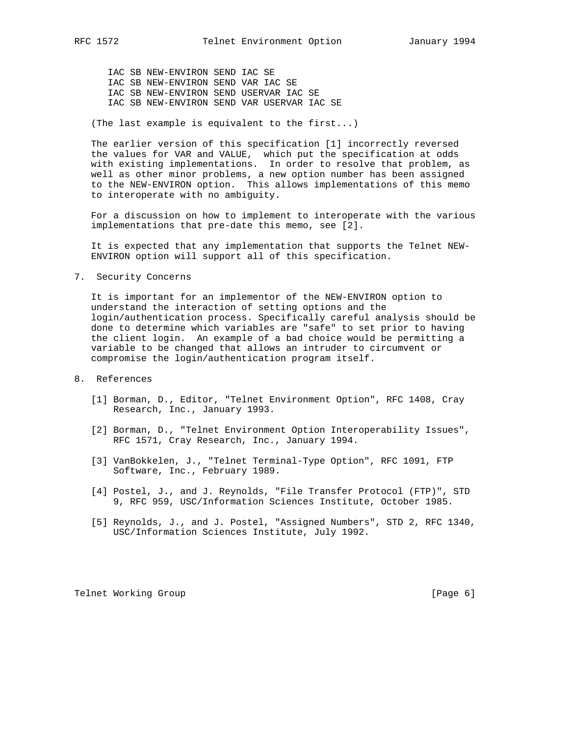```
IAC SB NEW-ENVIRON SEND IAC SE
IAC SB NEW-ENVIRON SEND VAR IAC SE
IAC SB NEW-ENVIRON SEND USERVAR IAC SE
IAC SB NEW-ENVIRON SEND VAR USERVAR IAC SE
```

(The last example is equivalent to the first...)

The earlier version of this specification [1] incorrectly reversed the values for VAR and VALUE, which put the specification at odds with existing implementations. In order to resolve that problem, as well as other minor problems, a new option number has been assigned to the NEW-ENVIRON option. This allows implementations of this memo to interoperate with no ambiguity.

For a discussion on how to implement to interoperate with the various implementations that pre-date this memo, see [2].

It is expected that any implementation that supports the Telnet NEW-ENVIRON option will support all of this specification.

## 7. Security Concerns

It is important for an implementor of the NEW-ENVIRON option to understand the interaction of setting options and the login/authentication process. Specifically careful analysis should be done to determine which variables are "safe" to set prior to having the client login. An example of a bad choice would be permitting a variable to be changed that allows an intruder to circumvent or compromise the login/authentication program itself.

## 8. References

[1] Borman, D., Editor, "Telnet Environment Option", RFC 1408, Cray Research, Inc., January 1993.

[2] Borman, D., "Telnet Environment Option Interoperability Issues", RFC 1571, Cray Research, Inc., January 1994.

[3] VanBokkelen, J., "Telnet Terminal-Type Option", RFC 1091, FTP Software, Inc., February 1989.

[4] Postel, J., and J. Reynolds, "File Transfer Protocol (FTP)", STD 9, RFC 959, USC/Information Sciences Institute, October 1985.

[5] Reynolds, J., and J. Postel, "Assigned Numbers", STD 2, RFC 1340, USC/Information Sciences Institute, July 1992.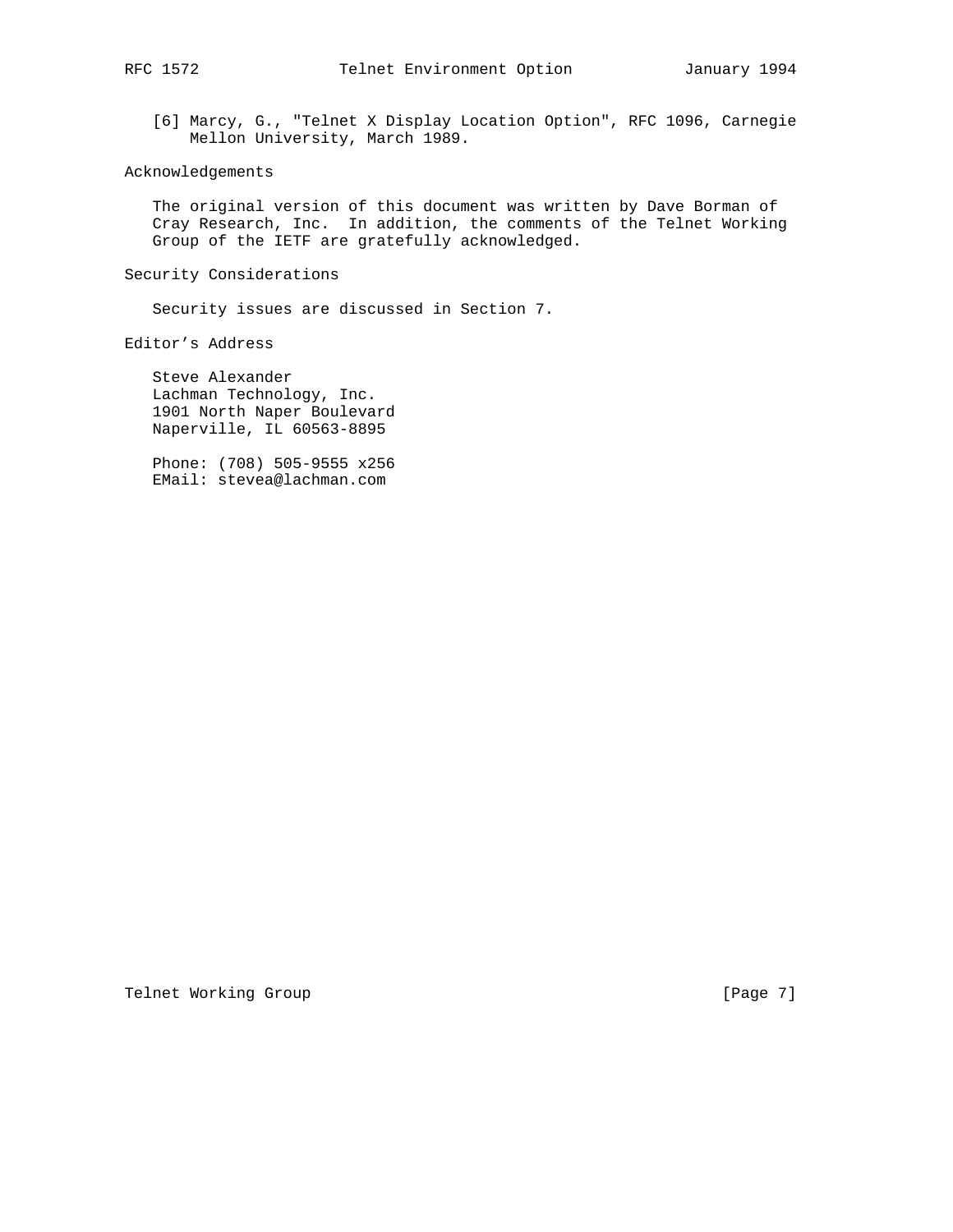[6] Marcy, G., "Telnet X Display Location Option", RFC 1096, Carnegie Mellon University, March 1989.

## Acknowledgements

The original version of this document was written by Dave Borman of Cray Research, Inc. In addition, the comments of the Telnet Working Group of the IETF are gratefully acknowledged.

## Security Considerations

Security issues are discussed in Section 7.

## Editor's Address

Steve Alexander
Lachman Technology, Inc.
1901 North Naper Boulevard
Naperville, IL 60563-8895

Phone: (708) 505-9555 x256
EMail: stevea@lachman.com